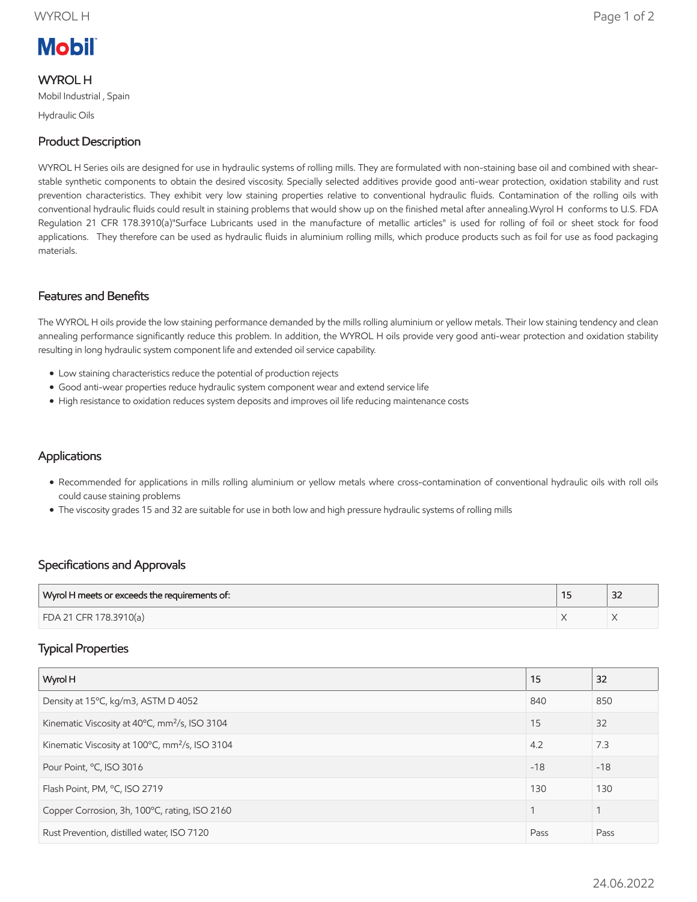Mobil

# WYROL H

Mobil Industrial , Spain

Hydraulic Oils

## Product Description

WYROL H Series oils are designed for use in hydraulic systems of rolling mills. They are formulated with non-staining base oil and combined with shear-stable synthetic components to obtain the desired viscosity. Specially selected additives provide good anti-wear protection, oxidation stability and rust prevention characteristics. They exhibit very low staining properties relative to conventional hydraulic fluids. Contamination of the rolling oils with conventional hydraulic fluids could result in staining problems that would show up on the finished metal after annealing.Wyrol H conforms to U.S. FDA Regulation 21 CFR 178.3910(a)"Surface Lubricants used in the manufacture of metallic articles" is used for rolling of foil or sheet stock for food applications. They therefore can be used as hydraulic fluids in aluminium rolling mills, which produce products such as foil for use as food packaging materials.

## Features and Benefits

The WYROL H oils provide the low staining performance demanded by the mills rolling aluminium or yellow metals. Their low staining tendency and clean annealing performance significantly reduce this problem. In addition, the WYROL H oils provide very good anti-wear protection and oxidation stability resulting in long hydraulic system component life and extended oil service capability.

- Low staining characteristics reduce the potential of production rejects
- Good anti-wear properties reduce hydraulic system component wear and extend service life
- High resistance to oxidation reduces system deposits and improves oil life reducing maintenance costs

## Applications

- Recommended for applications in mills rolling aluminium or yellow metals where cross-contamination of conventional hydraulic oils with roll oils could cause staining problems
- The viscosity grades 15 and 32 are suitable for use in both low and high pressure hydraulic systems of rolling mills

## Specifications and Approvals

| Wyrol H meets or exceeds the requirements of: | 15 | 32 |
|---|---|---|
| FDA 21 CFR 178.3910(a) | X | X |

## Typical Properties

| Wyrol H | 15 | 32 |
|---|---|---|
| Density at 15ºC, kg/m3, ASTM D 4052 | 840 | 850 |
| Kinematic Viscosity at 40ºC, $mm^2/s$, ISO 3104 | 15 | 32 |
| Kinematic Viscosity at 100ºC, $mm^2/s$, ISO 3104 | 4.2 | 7.3 |
| Pour Point, ºC, ISO 3016 | -18 | -18 |
| Flash Point, PM, ºC, ISO 2719 | 130 | 130 |
| Copper Corrosion, 3h, 100ºC, rating, ISO 2160 | 1 | 1 |
| Rust Prevention, distilled water, ISO 7120 | Pass | Pass |

24.06.2022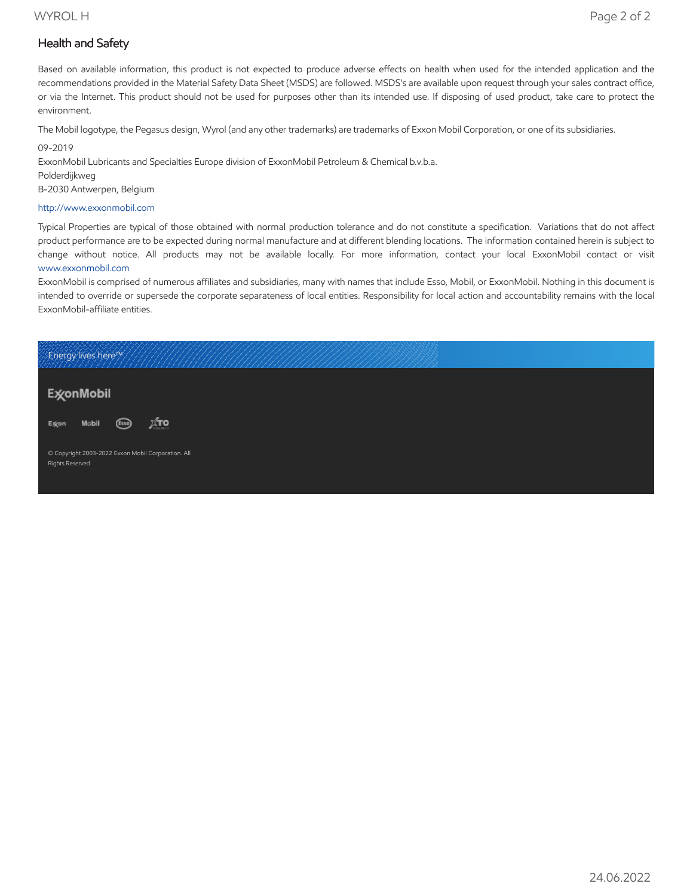## Health and Safety

Based on available information, this product is not expected to produce adverse effects on health when used for the intended application and the recommendations provided in the Material Safety Data Sheet (MSDS) are followed. MSDS's are available upon request through your sales contract office, or via the Internet. This product should not be used for purposes other than its intended use. If disposing of used product, take care to protect the environment.

The Mobil logotype, the Pegasus design, Wyrol (and any other trademarks) are trademarks of Exxon Mobil Corporation, or one of its subsidiaries.

09-2019
ExxonMobil Lubricants and Specialties Europe division of ExxonMobil Petroleum & Chemical b.v.b.a.
Polderdijkweg
B-2030 Antwerpen, Belgium

http://www.exxonmobil.com

Typical Properties are typical of those obtained with normal production tolerance and do not constitute a specification. Variations that do not affect product performance are to be expected during normal manufacture and at different blending locations. The information contained herein is subject to change without notice. All products may not be available locally. For more information, contact your local ExxonMobil contact or visit www.exxonmobil.com

ExxonMobil is comprised of numerous affiliates and subsidiaries, many with names that include Esso, Mobil, or ExxonMobil. Nothing in this document is intended to override or supersede the corporate separateness of local entities. Responsibility for local action and accountability remains with the local ExxonMobil-affiliate entities.

Energy lives here™

ExxonMobil

Exxon Mobil Esso XTO

© Copyright 2003-2022 Exxon Mobil Corporation. All Rights Reserved